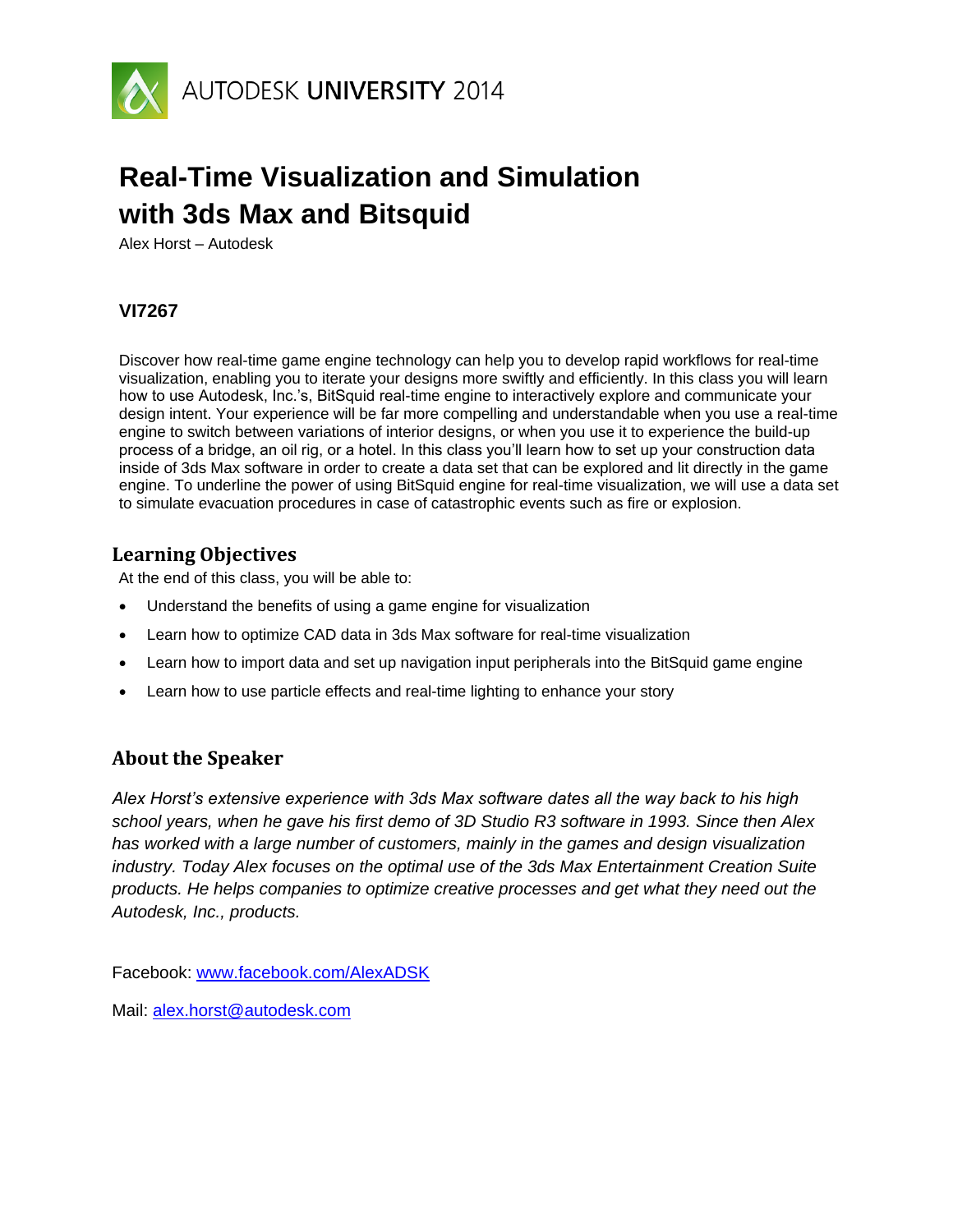AUTODESK UNIVERSITY 2014

# Real-Time Visualization and Simulation with 3ds Max and Bitsquid

Alex Horst – Autodesk

### VI7267

Discover how real-time game engine technology can help you to develop rapid workflows for real-time visualization, enabling you to iterate your designs more swiftly and efficiently. In this class you will learn how to use Autodesk, Inc.'s, BitSquid real-time engine to interactively explore and communicate your design intent. Your experience will be far more compelling and understandable when you use a real-time engine to switch between variations of interior designs, or when you use it to experience the build-up process of a bridge, an oil rig, or a hotel. In this class you'll learn how to set up your construction data inside of 3ds Max software in order to create a data set that can be explored and lit directly in the game engine. To underline the power of using BitSquid engine for real-time visualization, we will use a data set to simulate evacuation procedures in case of catastrophic events such as fire or explosion.

## Learning Objectives

At the end of this class, you will be able to:

- Understand the benefits of using a game engine for visualization
- Learn how to optimize CAD data in 3ds Max software for real-time visualization
- Learn how to import data and set up navigation input peripherals into the BitSquid game engine
- Learn how to use particle effects and real-time lighting to enhance your story

## About the Speaker

*Alex Horst's extensive experience with 3ds Max software dates all the way back to his high school years, when he gave his first demo of 3D Studio R3 software in 1993. Since then Alex has worked with a large number of customers, mainly in the games and design visualization industry. Today Alex focuses on the optimal use of the 3ds Max Entertainment Creation Suite products. He helps companies to optimize creative processes and get what they need out the Autodesk, Inc., products.*

Facebook: www.facebook.com/AlexADSK

Mail: alex.horst@autodesk.com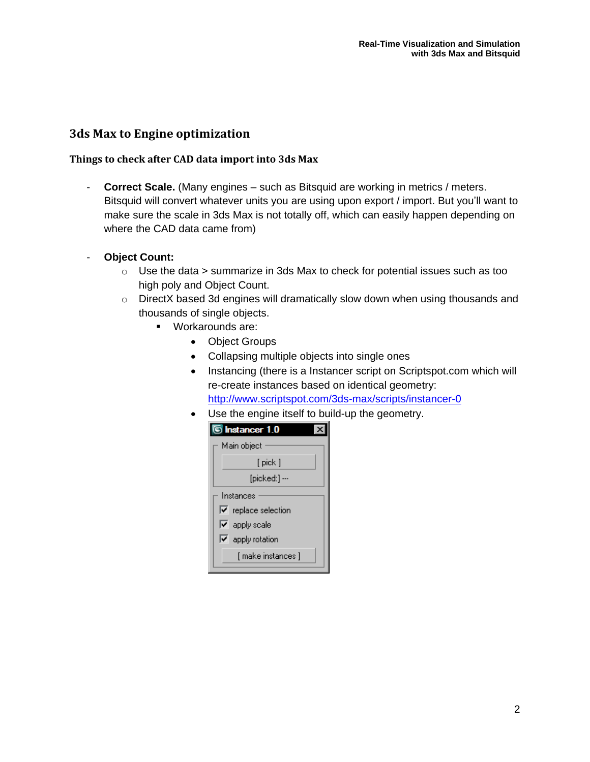## 3ds Max to Engine optimization

### Things to check after CAD data import into 3ds Max

- **Correct Scale.** (Many engines – such as Bitsquid are working in metrics / meters. Bitsquid will convert whatever units you are using upon export / import. But you'll want to make sure the scale in 3ds Max is not totally off, which can easily happen depending on where the CAD data came from)

- **Object Count:**
  - Use the data > summarize in 3ds Max to check for potential issues such as too high poly and Object Count.
  - DirectX based 3d engines will dramatically slow down when using thousands and thousands of single objects.
    - Workarounds are:
      - Object Groups
      - Collapsing multiple objects into single ones
      - Instancing (there is a Instancer script on Scriptspot.com which will re-create instances based on identical geometry: [http://www.scriptspot.com/3ds-max/scripts/instancer-0](http://www.scriptspot.com/3ds-max/scripts/instancer-0)
      - Use the engine itself to build-up the geometry.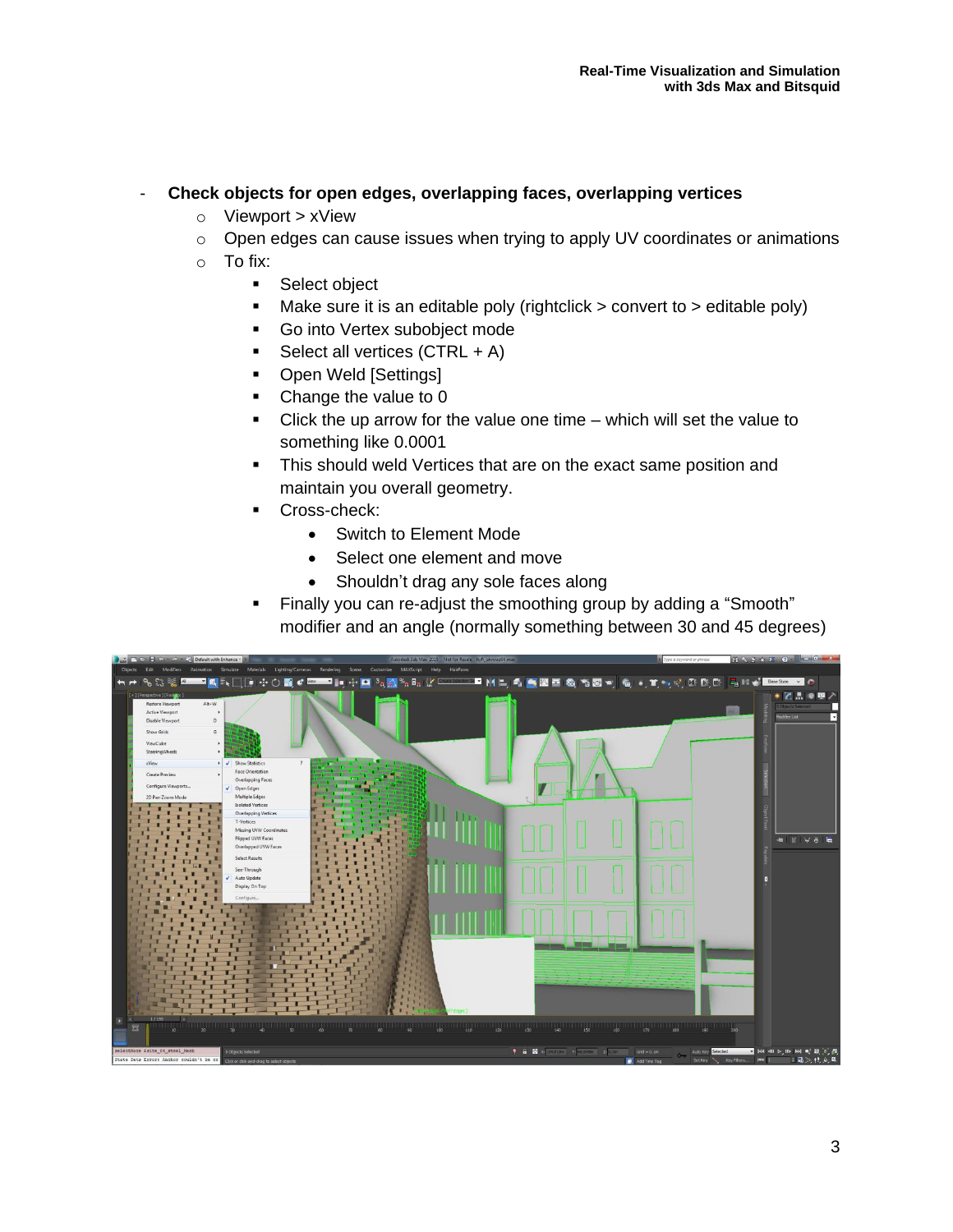- **Check objects for open edges, overlapping faces, overlapping vertices**
  - Viewport > xView
  - Open edges can cause issues when trying to apply UV coordinates or animations
  - To fix:
    - Select object
    - Make sure it is an editable poly (rightclick > convert to > editable poly)
    - Go into Vertex subobject mode
    - Select all vertices (CTRL + A)
    - Open Weld [Settings]
    - Change the value to 0
    - Click the up arrow for the value one time – which will set the value to something like 0.0001
    - This should weld Vertices that are on the exact same position and maintain you overall geometry.
    - Cross-check:
      - Switch to Element Mode
      - Select one element and move
      - Shouldn't drag any sole faces along
    - Finally you can re-adjust the smoothing group by adding a "Smooth" modifier and an angle (normally something between 30 and 45 degrees)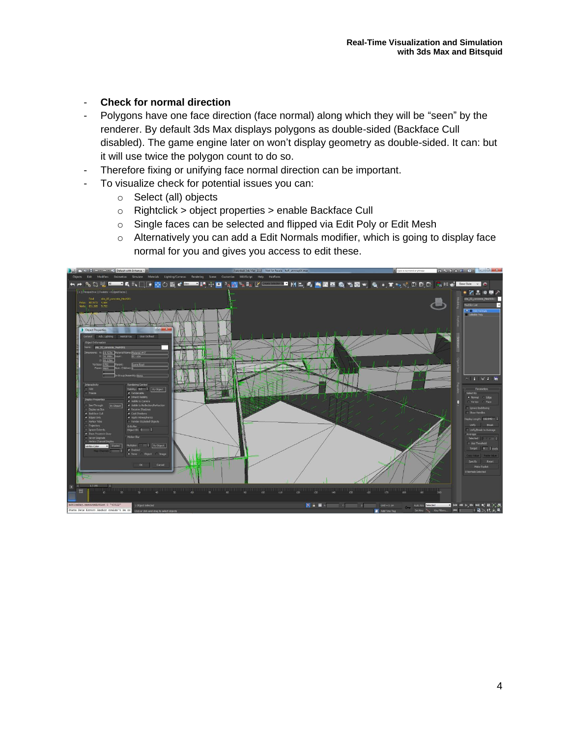- **Check for normal direction**
- Polygons have one face direction (face normal) along which they will be “seen” by the renderer. By default 3ds Max displays polygons as double-sided (Backface Cull disabled). The game engine later on won’t display geometry as double-sided. It can: but it will use twice the polygon count to do so.
- Therefore fixing or unifying face normal direction can be important.
- To visualize check for potential issues you can:
  - Select (all) objects
  - Rightclick > object properties > enable Backface Cull
  - Single faces can be selected and flipped via Edit Poly or Edit Mesh
  - Alternatively you can add a Edit Normals modifier, which is going to display face normal for you and gives you access to edit these.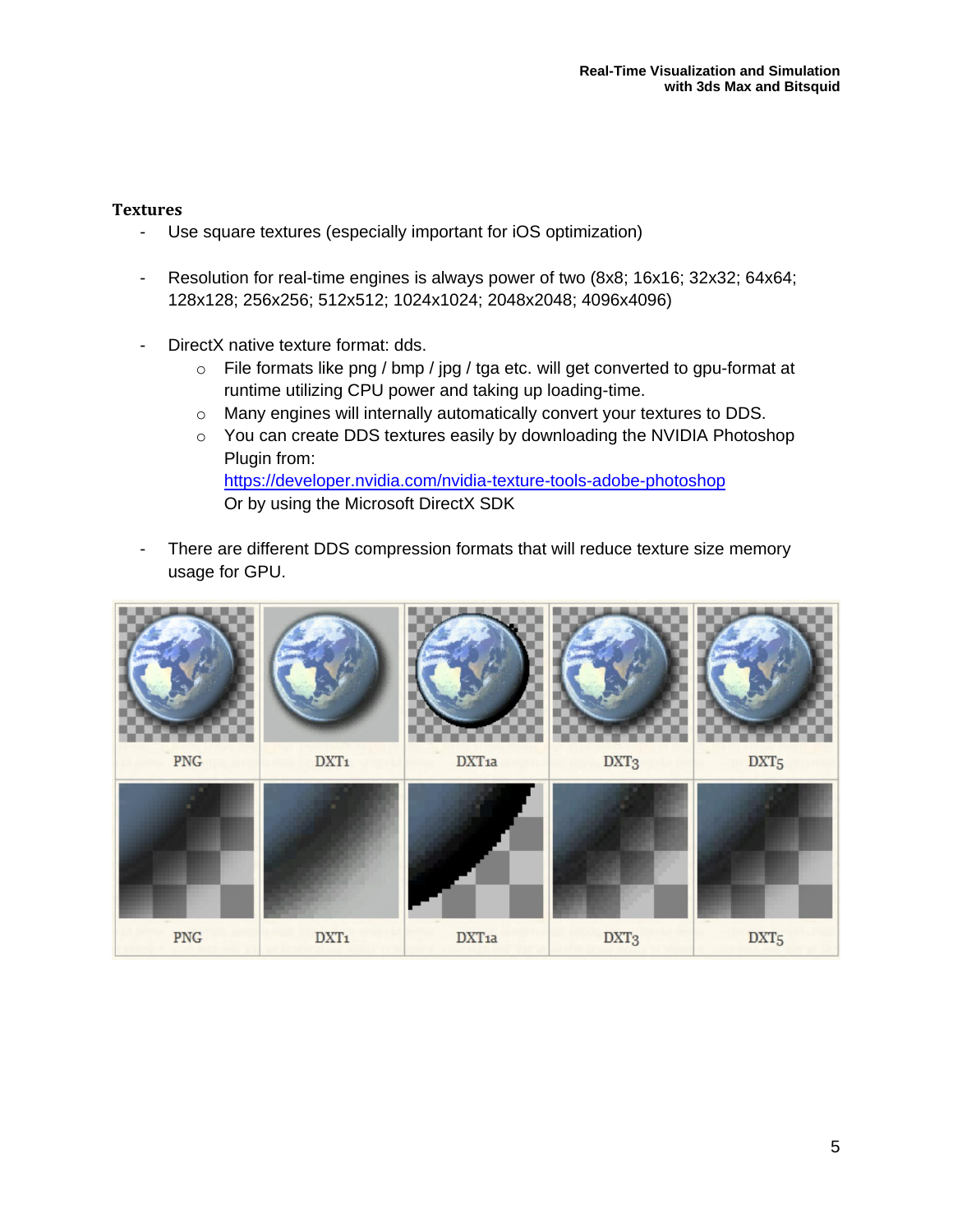**Textures**

- Use square textures (especially important for iOS optimization)

- Resolution for real-time engines is always power of two (8x8; 16x16; 32x32; 64x64; 128x128; 256x256; 512x512; 1024x1024; 2048x2048; 4096x4096)

- DirectX native texture format: dds.
    - File formats like png / bmp / jpg / tga etc. will get converted to gpu-format at runtime utilizing CPU power and taking up loading-time.
    - Many engines will internally automatically convert your textures to DDS.
    - You can create DDS textures easily by downloading the NVIDIA Photoshop Plugin from: [https://developer.nvidia.com/nvidia-texture-tools-adobe-photoshop](https://developer.nvidia.com/nvidia-texture-tools-adobe-photoshop) Or by using the Microsoft DirectX SDK

- There are different DDS compression formats that will reduce texture size memory usage for GPU.

| PNG | DXT1 | DXT1a | DXT3 | DXT5 |
| --- | --- | --- | --- | --- |
| PNG | DXT1 | DXT1a | DXT3 | DXT5 |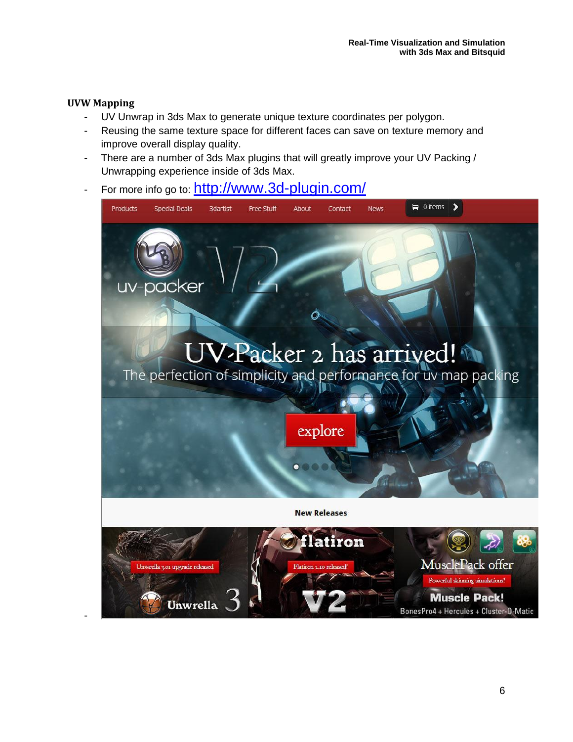**UVW Mapping**

- UV Unwrap in 3ds Max to generate unique texture coordinates per polygon.
- Reusing the same texture space for different faces can save on texture memory and improve overall display quality.
- There are a number of 3ds Max plugins that will greatly improve your UV Packing / Unwrapping experience inside of 3ds Max.
- For more info go to: http://www.3d-plugin.com/
-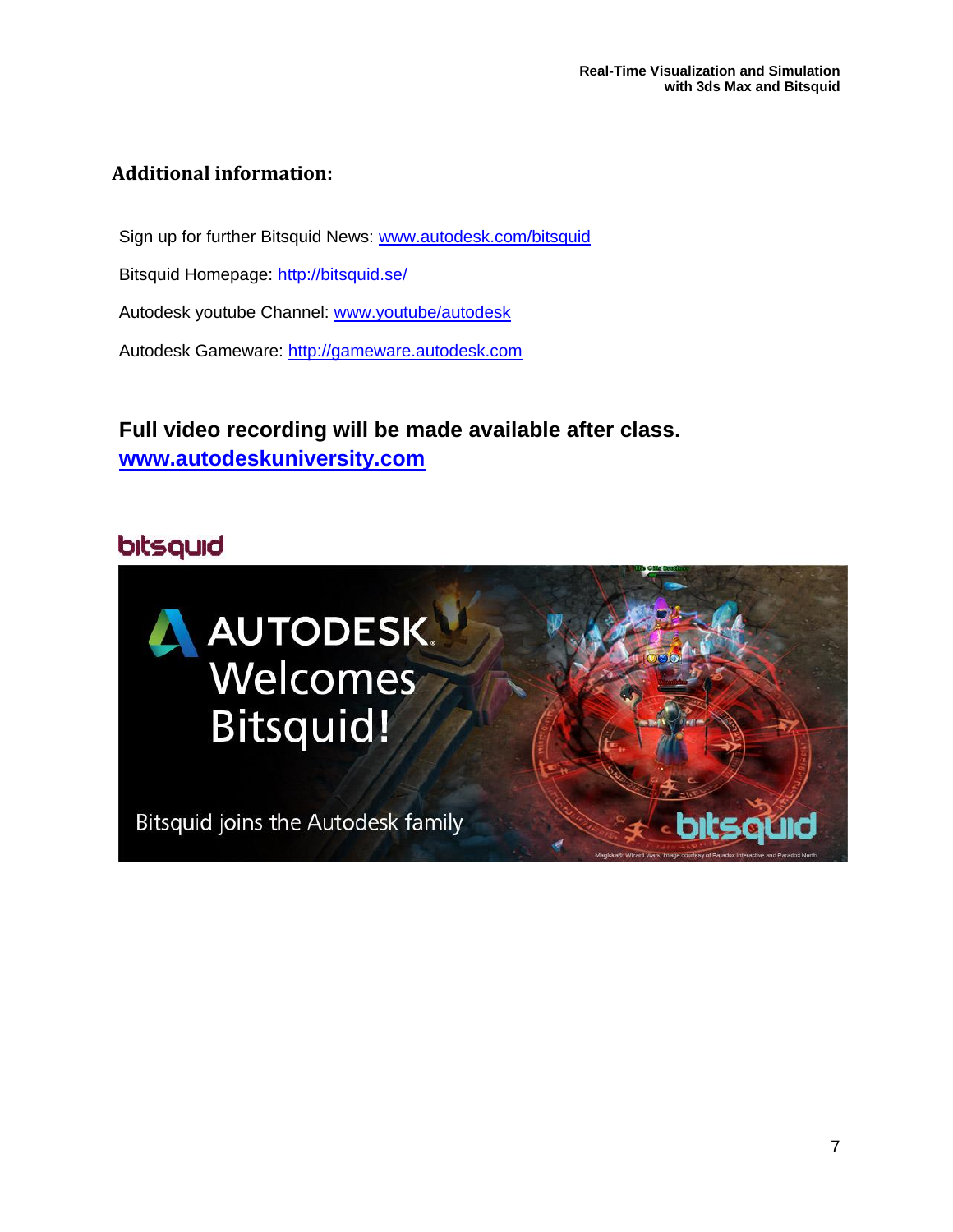## Additional information:

Sign up for further Bitsquid News: [www.autodesk.com/bitsquid](www.autodesk.com/bitsquid)

Bitsquid Homepage: [http://bitsquid.se/](http://bitsquid.se/)

Autodesk youtube Channel: [www.youtube/autodesk](www.youtube/autodesk)

Autodesk Gameware: [http://gameware.autodesk.com](http://gameware.autodesk.com)

**Full video recording will be made available after class.**
**[www.autodeskuniversity.com](www.autodeskuniversity.com)**